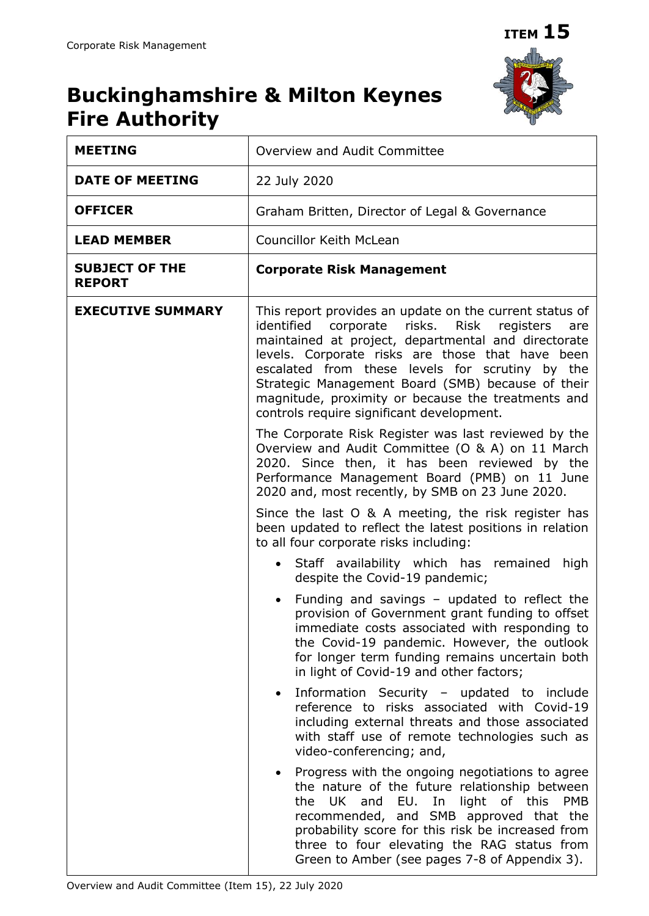**ITEM 15**

# Buckinghamshire & Milton Keynes Fire Authority

| | |
|---|---|
| **MEETING** | Overview and Audit Committee |
| **DATE OF MEETING** | 22 July 2020 |
| **OFFICER** | Graham Britten, Director of Legal & Governance |
| **LEAD MEMBER** | Councillor Keith McLean |
| **SUBJECT OF THE REPORT** | **Corporate Risk Management** |
| **EXECUTIVE SUMMARY** | This report provides an update on the current status of identified corporate risks. Risk registers are maintained at project, departmental and directorate levels. Corporate risks are those that have been escalated from these levels for scrutiny by the Strategic Management Board (SMB) because of their magnitude, proximity or because the treatments and controls require significant development.<br><br>The Corporate Risk Register was last reviewed by the Overview and Audit Committee (O & A) on 11 March 2020. Since then, it has been reviewed by the Performance Management Board (PMB) on 11 June 2020 and, most recently, by SMB on 23 June 2020.<br><br>Since the last O & A meeting, the risk register has been updated to reflect the latest positions in relation to all four corporate risks including:<br><br>• Staff availability which has remained high despite the Covid-19 pandemic;<br><br>• Funding and savings – updated to reflect the provision of Government grant funding to offset immediate costs associated with responding to the Covid-19 pandemic. However, the outlook for longer term funding remains uncertain both in light of Covid-19 and other factors;<br><br>• Information Security – updated to include reference to risks associated with Covid-19 including external threats and those associated with staff use of remote technologies such as video-conferencing; and,<br><br>• Progress with the ongoing negotiations to agree the nature of the future relationship between the UK and EU. In light of this PMB recommended, and SMB approved that the probability score for this risk be increased from three to four elevating the RAG status from Green to Amber (see pages 7-8 of Appendix 3). |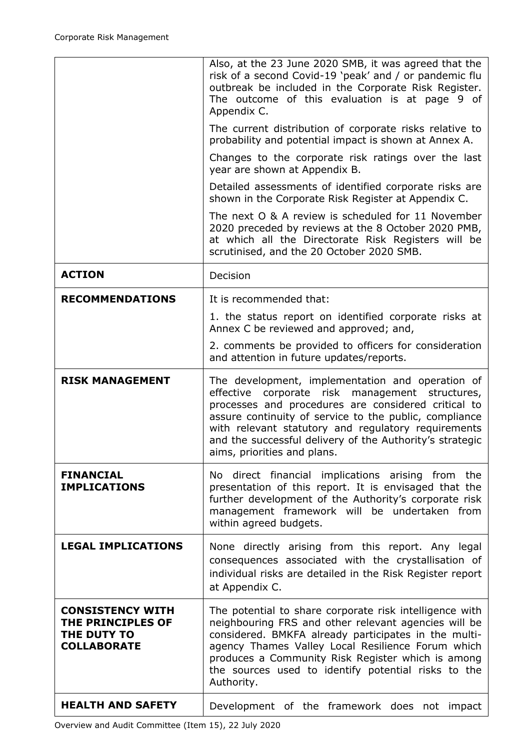| | |
|---|---|
| | Also, at the 23 June 2020 SMB, it was agreed that the risk of a second Covid-19 'peak' and / or pandemic flu outbreak be included in the Corporate Risk Register. The outcome of this evaluation is at page 9 of Appendix C.<br><br>The current distribution of corporate risks relative to probability and potential impact is shown at Annex A.<br><br>Changes to the corporate risk ratings over the last year are shown at Appendix B.<br><br>Detailed assessments of identified corporate risks are shown in the Corporate Risk Register at Appendix C.<br><br>The next O & A review is scheduled for 11 November 2020 preceded by reviews at the 8 October 2020 PMB, at which all the Directorate Risk Registers will be scrutinised, and the 20 October 2020 SMB. |
| **ACTION** | Decision |
| **RECOMMENDATIONS** | It is recommended that:<br><br>1. the status report on identified corporate risks at Annex C be reviewed and approved; and,<br><br>2. comments be provided to officers for consideration and attention in future updates/reports. |
| **RISK MANAGEMENT** | The development, implementation and operation of effective corporate risk management structures, processes and procedures are considered critical to assure continuity of service to the public, compliance with relevant statutory and regulatory requirements and the successful delivery of the Authority's strategic aims, priorities and plans. |
| **FINANCIAL IMPLICATIONS** | No direct financial implications arising from the presentation of this report. It is envisaged that the further development of the Authority's corporate risk management framework will be undertaken from within agreed budgets. |
| **LEGAL IMPLICATIONS** | None directly arising from this report. Any legal consequences associated with the crystallisation of individual risks are detailed in the Risk Register report at Appendix C. |
| **CONSISTENCY WITH THE PRINCIPLES OF THE DUTY TO COLLABORATE** | The potential to share corporate risk intelligence with neighbouring FRS and other relevant agencies will be considered. BMKFA already participates in the multi-agency Thames Valley Local Resilience Forum which produces a Community Risk Register which is among the sources used to identify potential risks to the Authority. |
| **HEALTH AND SAFETY** | Development of the framework does not impact |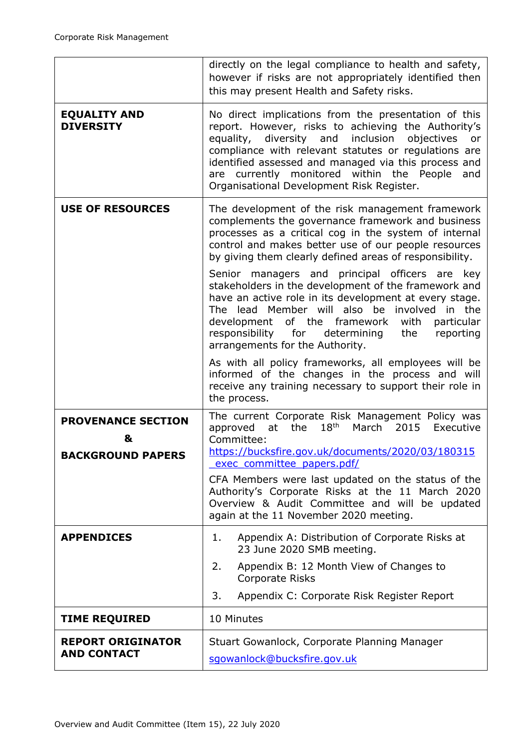| | |
|---|---|
| | directly on the legal compliance to health and safety, however if risks are not appropriately identified then this may present Health and Safety risks. |
| **EQUALITY AND DIVERSITY** | No direct implications from the presentation of this report. However, risks to achieving the Authority's equality, diversity and inclusion objectives or compliance with relevant statutes or regulations are identified assessed and managed via this process and are currently monitored within the People and Organisational Development Risk Register. |
| **USE OF RESOURCES** | The development of the risk management framework complements the governance framework and business processes as a critical cog in the system of internal control and makes better use of our people resources by giving them clearly defined areas of responsibility.<br><br>Senior managers and principal officers are key stakeholders in the development of the framework and have an active role in its development at every stage. The lead Member will also be involved in the development of the framework with particular responsibility for determining the reporting arrangements for the Authority.<br><br>As with all policy frameworks, all employees will be informed of the changes in the process and will receive any training necessary to support their role in the process. |
| **PROVENANCE SECTION & BACKGROUND PAPERS** | The current Corporate Risk Management Policy was approved at the 18th March 2015 Executive Committee: [https://bucksfire.gov.uk/documents/2020/03/180315_exec_committee_papers.pdf/](https://bucksfire.gov.uk/documents/2020/03/180315_exec_committee_papers.pdf/)<br><br>CFA Members were last updated on the status of the Authority's Corporate Risks at the 11 March 2020 Overview & Audit Committee and will be updated again at the 11 November 2020 meeting. |
| **APPENDICES** | 1. Appendix A: Distribution of Corporate Risks at 23 June 2020 SMB meeting.<br>2. Appendix B: 12 Month View of Changes to Corporate Risks<br>3. Appendix C: Corporate Risk Register Report |
| **TIME REQUIRED** | 10 Minutes |
| **REPORT ORIGINATOR AND CONTACT** | Stuart Gowanlock, Corporate Planning Manager<br>[sgowanlock@bucksfire.gov.uk](mailto:sgowanlock@bucksfire.gov.uk) |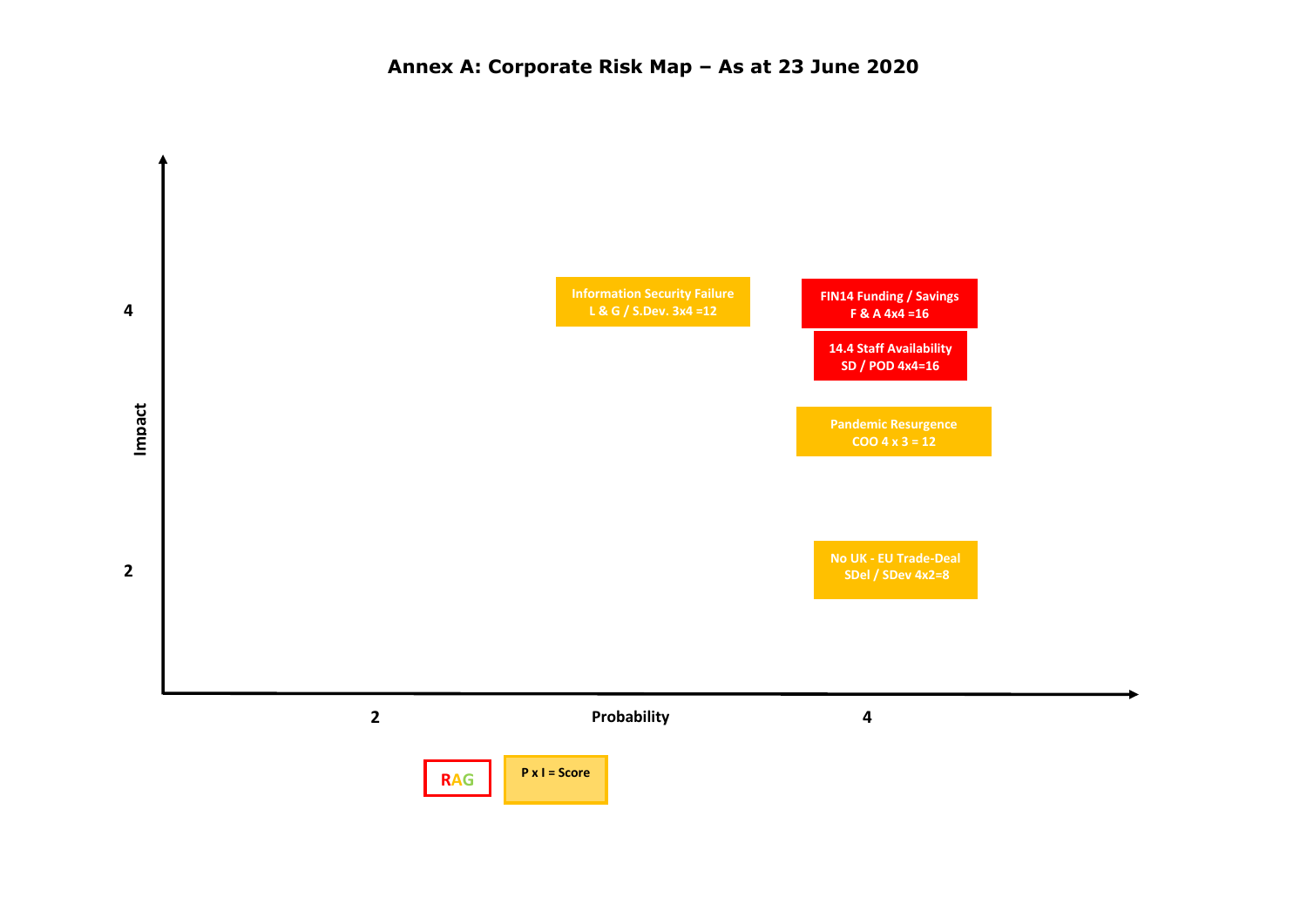# Annex A: Corporate Risk Map – As at 23 June 2020

Impact

4

2

Probability

2

4

Information Security Failure
L & G / S.Dev. 3x4 =12

FIN14 Funding / Savings
F & A 4x4 =16

14.4 Staff Availability
SD / POD 4x4=16

Pandemic Resurgence
COO 4 x 3 = 12

No UK - EU Trade-Deal
SDel / SDev 4x2=8

RAG

P x I = Score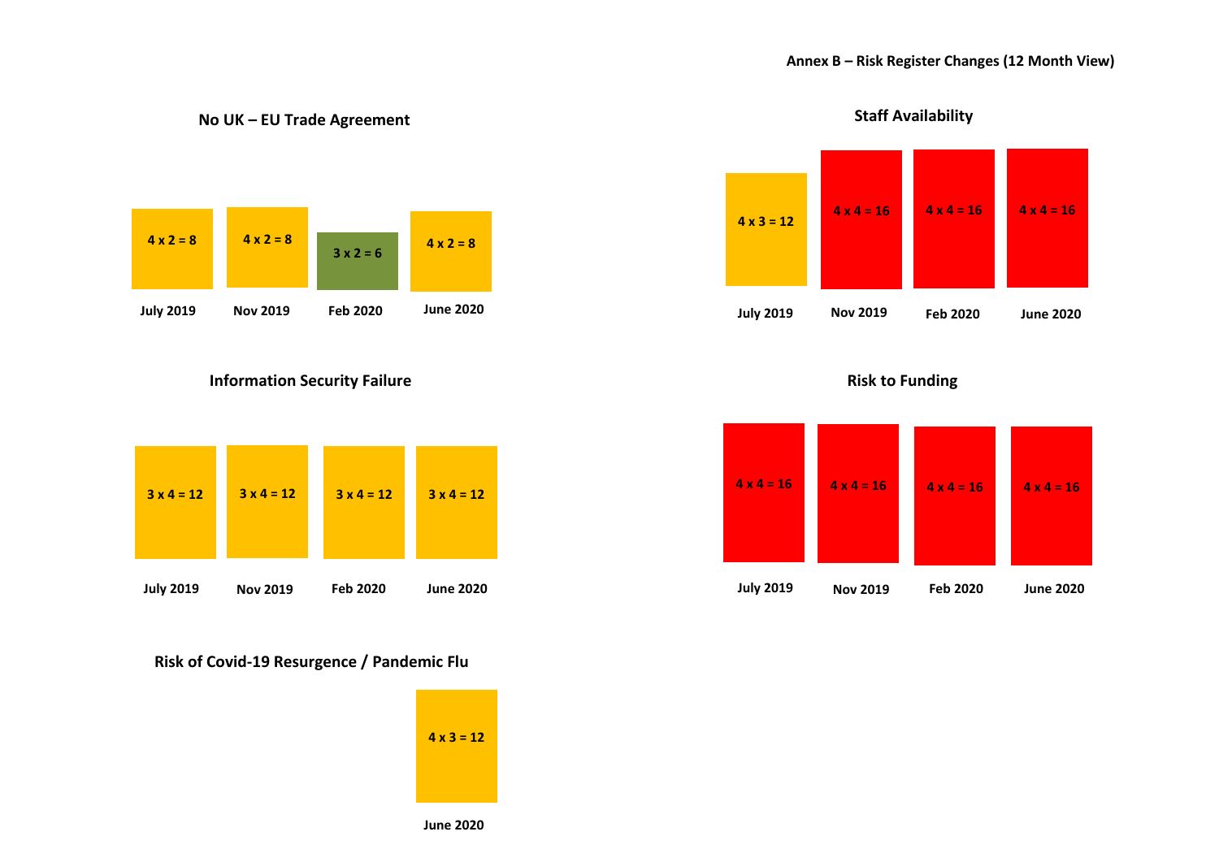## Annex B – Risk Register Changes (12 Month View)

### No UK – EU Trade Agreement

| July 2019 | Nov 2019 | Feb 2020 | June 2020 |
|---|---|---|---|
| 4 x 2 = 8 | 4 x 2 = 8 | 3 x 2 = 6 | 4 x 2 = 8 |

### Staff Availability

| July 2019 | Nov 2019 | Feb 2020 | June 2020 |
|---|---|---|---|
| 4 x 3 = 12 | 4 x 4 = 16 | 4 x 4 = 16 | 4 x 4 = 16 |

### Information Security Failure

| July 2019 | Nov 2019 | Feb 2020 | June 2020 |
|---|---|---|---|
| 3 x 4 = 12 | 3 x 4 = 12 | 3 x 4 = 12 | 3 x 4 = 12 |

### Risk to Funding

| July 2019 | Nov 2019 | Feb 2020 | June 2020 |
|---|---|---|---|
| 4 x 4 = 16 | 4 x 4 = 16 | 4 x 4 = 16 | 4 x 4 = 16 |

### Risk of Covid-19 Resurgence / Pandemic Flu

| June 2020 |
|---|
| 4 x 3 = 12 |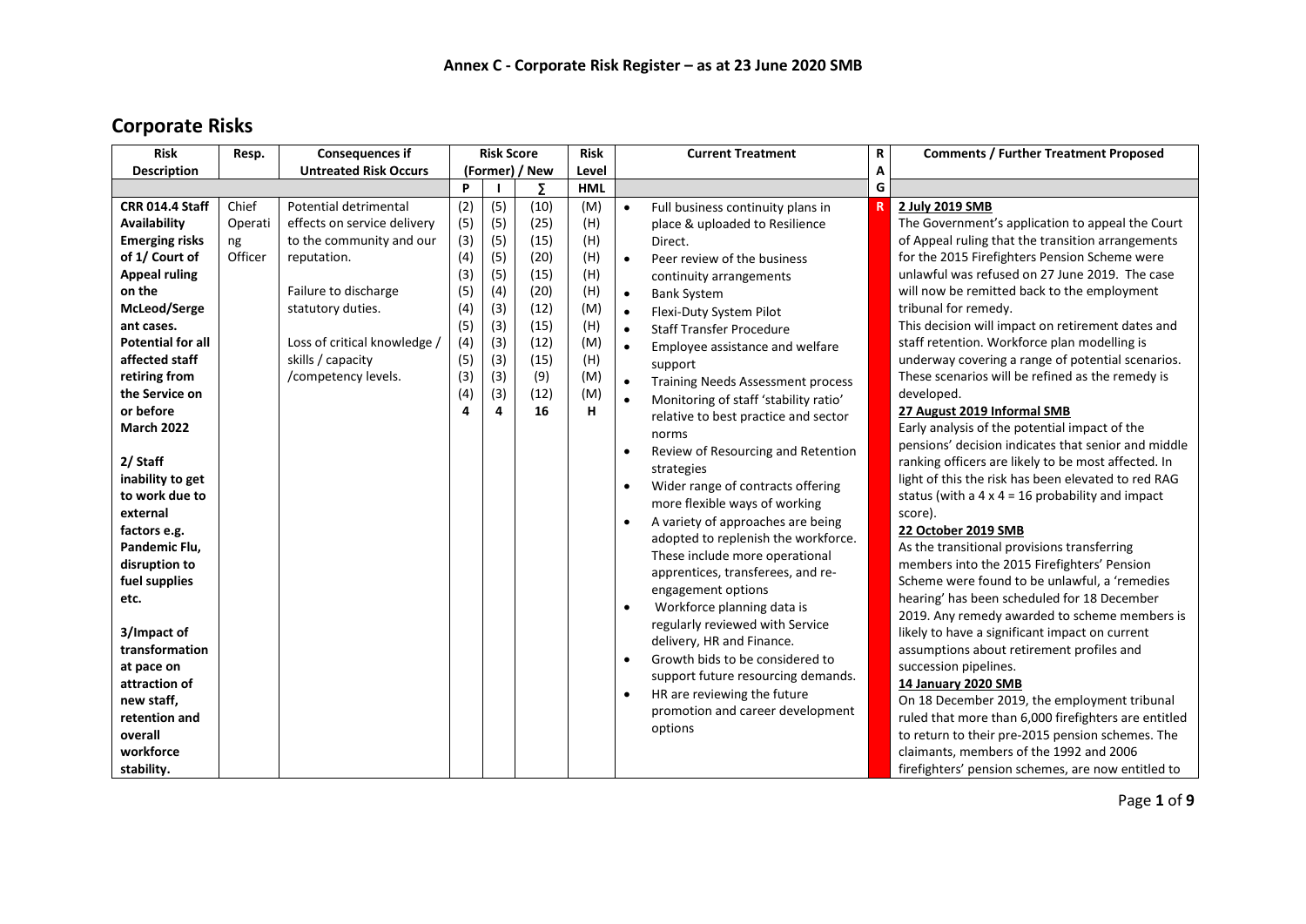## Annex C - Corporate Risk Register – as at 23 June 2020 SMB

# Corporate Risks

| Risk Description | Resp. | Consequences if Untreated Risk Occurs | Risk Score (Former) / New | | | Risk Level | Current Treatment | RAG | Comments / Further Treatment Proposed |
|---|---|---|---|---|---|---|---|---|---|
| | | | P | I | ∑ | HML | | | |
| **CRR 014.4 Staff Availability Emerging risks of 1/ Court of Appeal ruling on the McLeod/Sergeant cases. Potential for all affected staff retiring from the Service on or before March 2022**<br><br>**2/ Staff inability to get to work due to external factors e.g. Pandemic Flu, disruption to fuel supplies etc.**<br><br>**3/Impact of transformation at pace on attraction of new staff, retention and overall workforce stability.** | Chief Operating Officer | Potential detrimental effects on service delivery to the community and our reputation.<br><br>Failure to discharge statutory duties.<br><br>Loss of critical knowledge / skills / capacity /competency levels. | (2)<br>(5)<br>(3)<br>(4)<br>(3)<br>(5)<br>(4)<br>(5)<br>(4)<br>(5)<br>(3)<br>(4)<br>**4** | (5)<br>(5)<br>(5)<br>(5)<br>(5)<br>(4)<br>(3)<br>(3)<br>(3)<br>(3)<br>(3)<br>(3)<br>**4** | (10)<br>(25)<br>(15)<br>(20)<br>(15)<br>(20)<br>(12)<br>(15)<br>(12)<br>(15)<br>(9)<br>(12)<br>**16** | (M)<br>(H)<br>(H)<br>(H)<br>(H)<br>(H)<br>(M)<br>(H)<br>(M)<br>(H)<br>(M)<br>(M)<br>**H** | • Full business continuity plans in place & uploaded to Resilience Direct.<br>• Peer review of the business continuity arrangements<br>• Bank System<br>• Flexi-Duty System Pilot<br>• Staff Transfer Procedure<br>• Employee assistance and welfare support<br>• Training Needs Assessment process<br>• Monitoring of staff 'stability ratio' relative to best practice and sector norms<br>• Review of Resourcing and Retention strategies<br>• Wider range of contracts offering more flexible ways of working<br>• A variety of approaches are being adopted to replenish the workforce. These include more operational apprentices, transferees, and re-engagement options<br>• Workforce planning data is regularly reviewed with Service delivery, HR and Finance.<br>• Growth bids to be considered to support future resourcing demands.<br>• HR are reviewing the future promotion and career development options | **R** | **2 July 2019 SMB**<br>The Government's application to appeal the Court of Appeal ruling that the transition arrangements for the 2015 Firefighters Pension Scheme were unlawful was refused on 27 June 2019. The case will now be remitted back to the employment tribunal for remedy.<br>This decision will impact on retirement dates and staff retention. Workforce plan modelling is underway covering a range of potential scenarios. These scenarios will be refined as the remedy is developed.<br>**27 August 2019 Informal SMB**<br>Early analysis of the potential impact of the pensions' decision indicates that senior and middle ranking officers are likely to be most affected. In light of this the risk has been elevated to red RAG status (with a 4 x 4 = 16 probability and impact score).<br>**22 October 2019 SMB**<br>As the transitional provisions transferring members into the 2015 Firefighters' Pension Scheme were found to be unlawful, a 'remedies hearing' has been scheduled for 18 December 2019. Any remedy awarded to scheme members is likely to have a significant impact on current assumptions about retirement profiles and succession pipelines.<br>**14 January 2020 SMB**<br>On 18 December 2019, the employment tribunal ruled that more than 6,000 firefighters are entitled to return to their pre-2015 pension schemes. The claimants, members of the 1992 and 2006 firefighters' pension schemes, are now entitled to |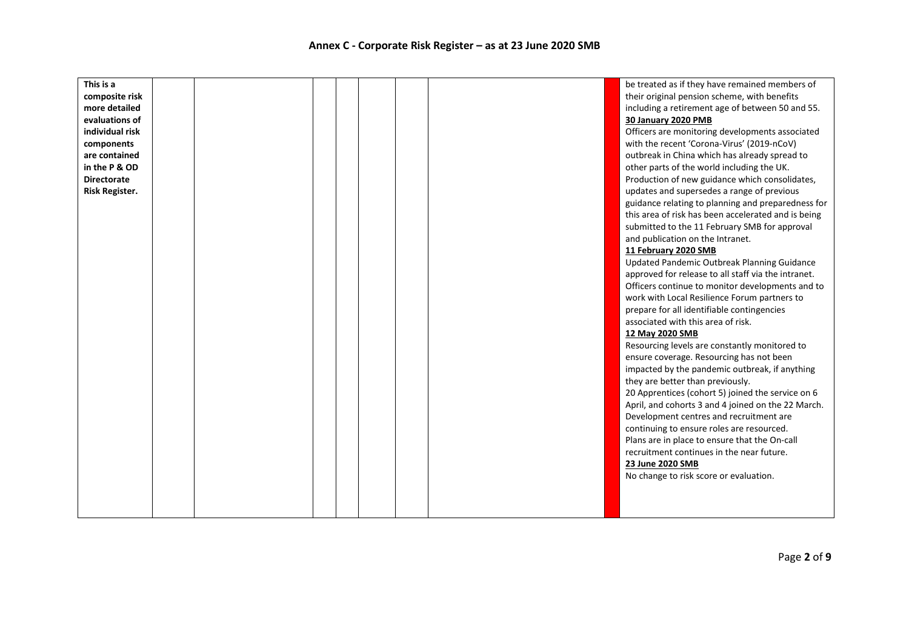# Annex C - Corporate Risk Register – as at 23 June 2020 SMB

| | | | | | | | | | |
|---|---|---|---|---|---|---|---|---|---|
| **This is a composite risk more detailed evaluations of individual risk components are contained in the P & OD Directorate Risk Register.** | | | | | | | | | be treated as if they have remained members of their original pension scheme, with benefits including a retirement age of between 50 and 55.<br>**30 January 2020 PMB**<br>Officers are monitoring developments associated with the recent 'Corona-Virus' (2019-nCoV) outbreak in China which has already spread to other parts of the world including the UK. Production of new guidance which consolidates, updates and supersedes a range of previous guidance relating to planning and preparedness for this area of risk has been accelerated and is being submitted to the 11 February SMB for approval and publication on the Intranet.<br>**11 February 2020 SMB**<br>Updated Pandemic Outbreak Planning Guidance approved for release to all staff via the intranet. Officers continue to monitor developments and to work with Local Resilience Forum partners to prepare for all identifiable contingencies associated with this area of risk.<br>**12 May 2020 SMB**<br>Resourcing levels are constantly monitored to ensure coverage. Resourcing has not been impacted by the pandemic outbreak, if anything they are better than previously.<br>20 Apprentices (cohort 5) joined the service on 6 April, and cohorts 3 and 4 joined on the 22 March. Development centres and recruitment are continuing to ensure roles are resourced.<br>Plans are in place to ensure that the On-call recruitment continues in the near future.<br>**23 June 2020 SMB**<br>No change to risk score or evaluation. |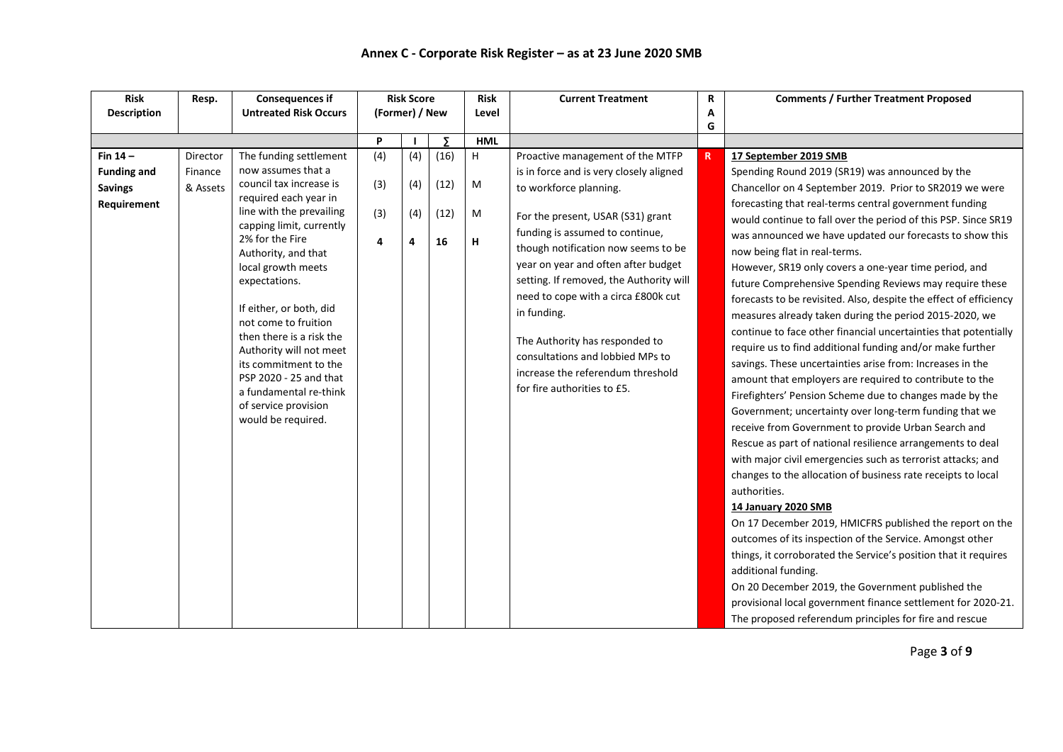# Annex C - Corporate Risk Register – as at 23 June 2020 SMB

| Risk Description | Resp. | Consequences if Untreated Risk Occurs | Risk Score (Former) / New | | | Risk Level | Current Treatment | RAG | Comments / Further Treatment Proposed |
|---|---|---|---|---|---|---|---|---|---|
| | | | P | I | ∑ | HML | | | |
| **Fin 14 – Funding and Savings Requirement** | Director Finance & Assets | The funding settlement now assumes that a council tax increase is required each year in line with the prevailing capping limit, currently 2% for the Fire Authority, and that local growth meets expectations.<br><br>If either, or both, did not come to fruition then there is a risk the Authority will not meet its commitment to the PSP 2020 - 25 and that a fundamental re-think of service provision would be required. | (4)<br>(3)<br>(3)<br>**4** | (4)<br>(4)<br>(4)<br>**4** | (16)<br>(12)<br>(12)<br>**16** | H<br>M<br>M<br>**H** | Proactive management of the MTFP is in force and is very closely aligned to workforce planning.<br><br>For the present, USAR (S31) grant funding is assumed to continue, though notification now seems to be year on year and often after budget setting. If removed, the Authority will need to cope with a circa £800k cut in funding.<br><br>The Authority has responded to consultations and lobbied MPs to increase the referendum threshold for fire authorities to £5. | R | **17 September 2019 SMB**<br>Spending Round 2019 (SR19) was announced by the Chancellor on 4 September 2019. Prior to SR2019 we were forecasting that real-terms central government funding would continue to fall over the period of this PSP. Since SR19 was announced we have updated our forecasts to show this now being flat in real-terms.<br>However, SR19 only covers a one-year time period, and future Comprehensive Spending Reviews may require these forecasts to be revisited. Also, despite the effect of efficiency measures already taken during the period 2015-2020, we continue to face other financial uncertainties that potentially require us to find additional funding and/or make further savings. These uncertainties arise from: Increases in the amount that employers are required to contribute to the Firefighters' Pension Scheme due to changes made by the Government; uncertainty over long-term funding that we receive from Government to provide Urban Search and Rescue as part of national resilience arrangements to deal with major civil emergencies such as terrorist attacks; and changes to the allocation of business rate receipts to local authorities.<br>**14 January 2020 SMB**<br>On 17 December 2019, HMICFRS published the report on the outcomes of its inspection of the Service. Amongst other things, it corroborated the Service's position that it requires additional funding.<br>On 20 December 2019, the Government published the provisional local government finance settlement for 2020-21. The proposed referendum principles for fire and rescue |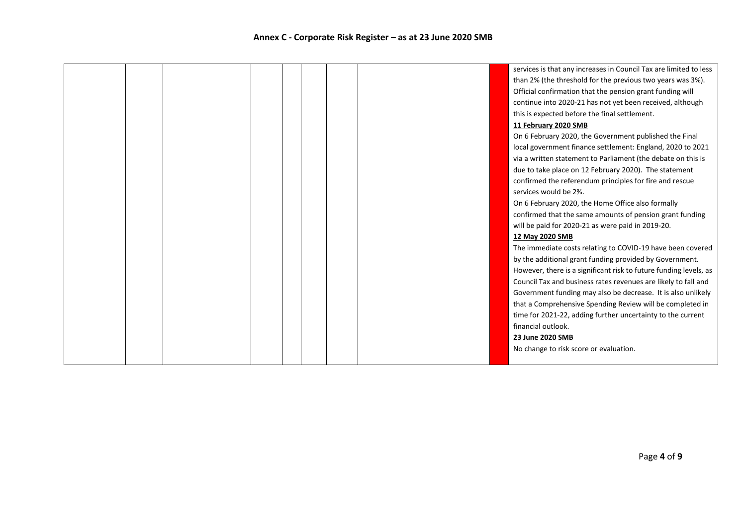## Annex C - Corporate Risk Register – as at 23 June 2020 SMB

| | | | | | | | | | |
|---|---|---|---|---|---|---|---|---|---|
| | | | | | | | | | services is that any increases in Council Tax are limited to less than 2% (the threshold for the previous two years was 3%). Official confirmation that the pension grant funding will continue into 2020-21 has not yet been received, although this is expected before the final settlement.<br>**11 February 2020 SMB**<br>On 6 February 2020, the Government published the Final local government finance settlement: England, 2020 to 2021 via a written statement to Parliament (the debate on this is due to take place on 12 February 2020). The statement confirmed the referendum principles for fire and rescue services would be 2%.<br>On 6 February 2020, the Home Office also formally confirmed that the same amounts of pension grant funding will be paid for 2020-21 as were paid in 2019-20.<br>**12 May 2020 SMB**<br>The immediate costs relating to COVID-19 have been covered by the additional grant funding provided by Government. However, there is a significant risk to future funding levels, as Council Tax and business rates revenues are likely to fall and Government funding may also be decrease. It is also unlikely that a Comprehensive Spending Review will be completed in time for 2021-22, adding further uncertainty to the current financial outlook.<br>**23 June 2020 SMB**<br>No change to risk score or evaluation. |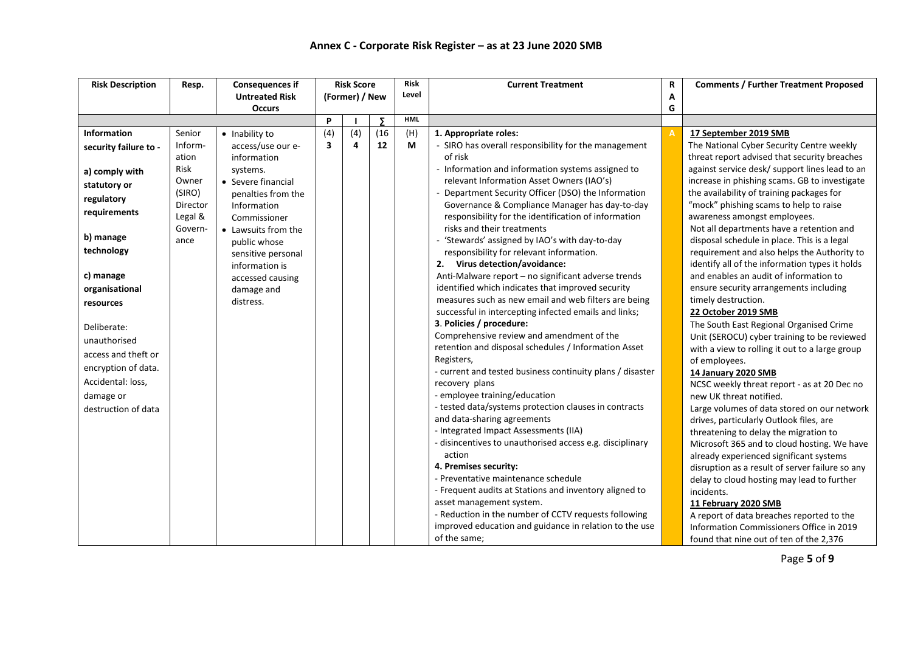# Annex C - Corporate Risk Register – as at 23 June 2020 SMB

| Risk Description | Resp. | Consequences if Untreated Risk Occurs | Risk Score (Former) / New | | | Risk Level | Current Treatment | RAG | Comments / Further Treatment Proposed |
|---|---|---|---|---|---|---|---|---|---|
| | | | P | I | ∑ | HML | | | |
| **Information security failure to -**<br><br>**a) comply with statutory or regulatory requirements**<br><br>**b) manage technology**<br><br>**c) manage organisational resources**<br><br>Deliberate: unauthorised access and theft or encryption of data.<br>Accidental: loss, damage or destruction of data | Senior Information Risk Owner (SIRO) Director Legal & Governance | • Inability to access/use our e-information systems.<br>• Severe financial penalties from the Information Commissioner<br>• Lawsuits from the public whose sensitive personal information is accessed causing damage and distress. | (4)<br>**3** | (4)<br>**4** | (16<br>**12** | (H)<br>**M** | **1. Appropriate roles:**<br>- SIRO has overall responsibility for the management of risk<br>- Information and information systems assigned to relevant Information Asset Owners (IAO's)<br>- Department Security Officer (DSO) the Information Governance & Compliance Manager has day-to-day responsibility for the identification of information risks and their treatments<br>- 'Stewards' assigned by IAO's with day-to-day responsibility for relevant information.<br>**2. Virus detection/avoidance:**<br>Anti-Malware report – no significant adverse trends identified which indicates that improved security measures such as new email and web filters are being successful in intercepting infected emails and links;<br>**3. Policies / procedure:**<br>Comprehensive review and amendment of the retention and disposal schedules / Information Asset Registers,<br>- current and tested business continuity plans / disaster recovery plans<br>- employee training/education<br>- tested data/systems protection clauses in contracts and data-sharing agreements<br>- Integrated Impact Assessments (IIA)<br>- disincentives to unauthorised access e.g. disciplinary action<br>**4. Premises security:**<br>- Preventative maintenance schedule<br>- Frequent audits at Stations and inventory aligned to asset management system.<br>- Reduction in the number of CCTV requests following improved education and guidance in relation to the use of the same; | A | **17 September 2019 SMB**<br>The National Cyber Security Centre weekly threat report advised that security breaches against service desk/ support lines lead to an increase in phishing scams. GB to investigate the availability of training packages for "mock" phishing scams to help to raise awareness amongst employees.<br>Not all departments have a retention and disposal schedule in place. This is a legal requirement and also helps the Authority to identify all of the information types it holds and enables an audit of information to ensure security arrangements including timely destruction.<br>**22 October 2019 SMB**<br>The South East Regional Organised Crime Unit (SEROCU) cyber training to be reviewed with a view to rolling it out to a large group of employees.<br>**14 January 2020 SMB**<br>NCSC weekly threat report - as at 20 Dec no new UK threat notified.<br>Large volumes of data stored on our network drives, particularly Outlook files, are threatening to delay the migration to Microsoft 365 and to cloud hosting. We have already experienced significant systems disruption as a result of server failure so any delay to cloud hosting may lead to further incidents.<br>**11 February 2020 SMB**<br>A report of data breaches reported to the Information Commissioners Office in 2019 found that nine out of ten of the 2,376 |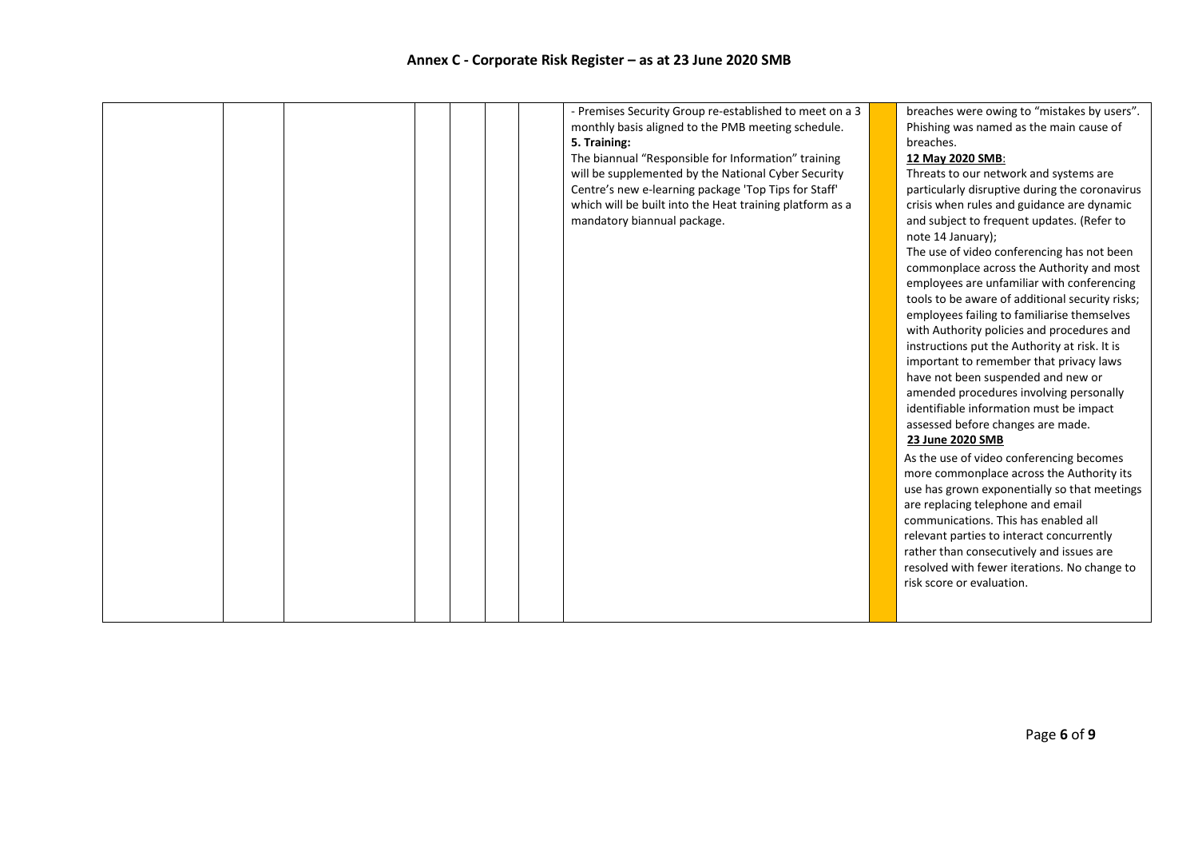# Annex C - Corporate Risk Register – as at 23 June 2020 SMB

| | | | | | | | | | |
|---|---|---|---|---|---|---|---|---|---|
| | | | | | | | - Premises Security Group re-established to meet on a 3 monthly basis aligned to the PMB meeting schedule.<br>**5. Training:**<br>The biannual "Responsible for Information" training will be supplemented by the National Cyber Security Centre's new e-learning package 'Top Tips for Staff' which will be built into the Heat training platform as a mandatory biannual package. | | breaches were owing to "mistakes by users". Phishing was named as the main cause of breaches.<br>**12 May 2020 SMB**:<br>Threats to our network and systems are particularly disruptive during the coronavirus crisis when rules and guidance are dynamic and subject to frequent updates. (Refer to note 14 January);<br>The use of video conferencing has not been commonplace across the Authority and most employees are unfamiliar with conferencing tools to be aware of additional security risks; employees failing to familiarise themselves with Authority policies and procedures and instructions put the Authority at risk. It is important to remember that privacy laws have not been suspended and new or amended procedures involving personally identifiable information must be impact assessed before changes are made.<br>**23 June 2020 SMB**<br>As the use of video conferencing becomes more commonplace across the Authority its use has grown exponentially so that meetings are replacing telephone and email communications. This has enabled all relevant parties to interact concurrently rather than consecutively and issues are resolved with fewer iterations. No change to risk score or evaluation. |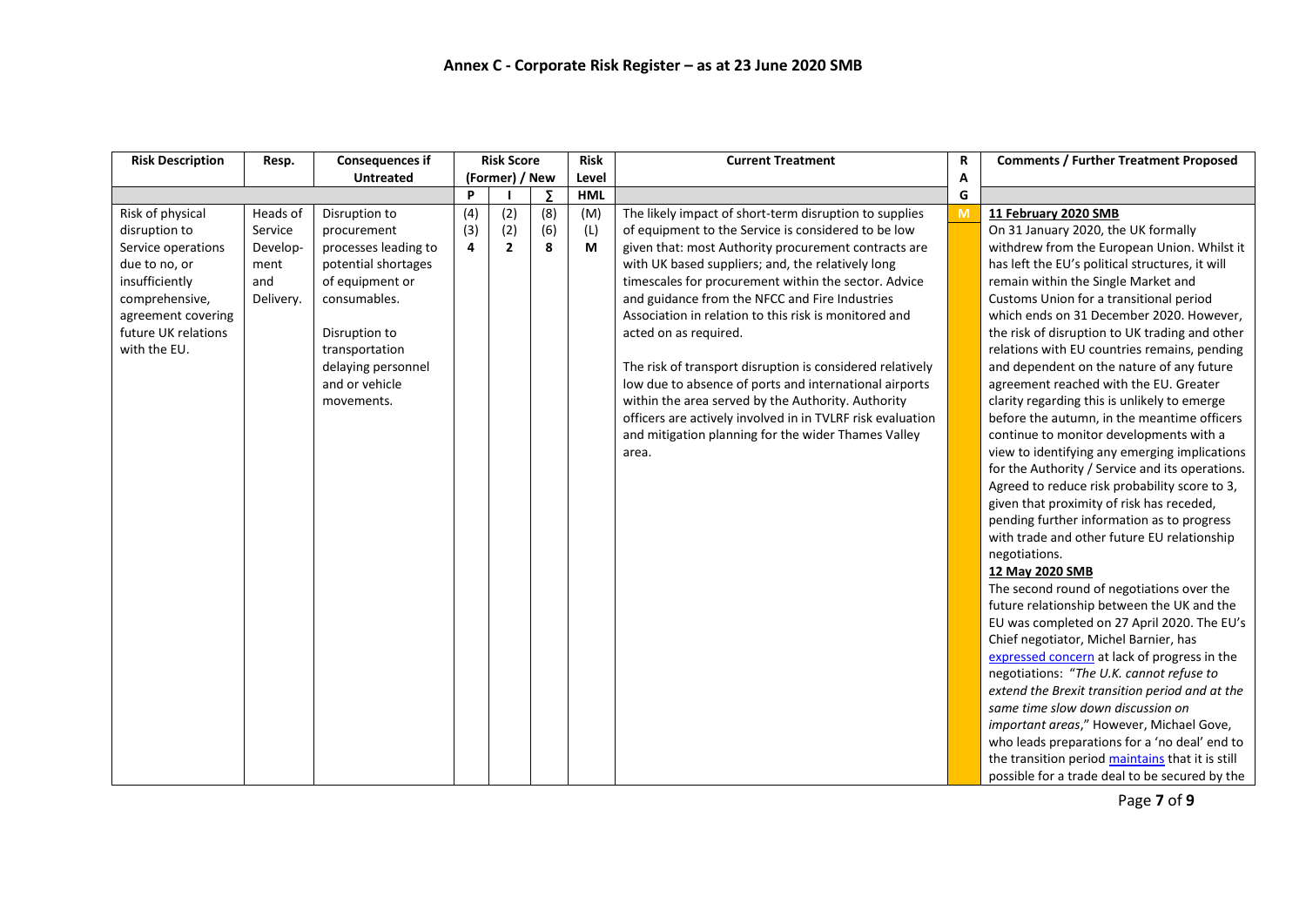# Annex C - Corporate Risk Register – as at 23 June 2020 SMB

| Risk Description | Resp. | Consequences if Untreated | Risk Score (Former) / New | | | Risk Level | Current Treatment | RAG | Comments / Further Treatment Proposed |
|---|---|---|---|---|---|---|---|---|---|
| | | | P | I | ∑ | HML | | | |
| Risk of physical disruption to Service operations due to no, or insufficiently comprehensive, agreement covering future UK relations with the EU. | Heads of Service Development and Delivery. | Disruption to procurement processes leading to potential shortages of equipment or consumables.<br><br>Disruption to transportation delaying personnel and or vehicle movements. | (4)<br>(3)<br>**4** | (2)<br>(2)<br>**2** | (8)<br>(6)<br>**8** | (M)<br>(L)<br>**M** | The likely impact of short-term disruption to supplies of equipment to the Service is considered to be low given that: most Authority procurement contracts are with UK based suppliers; and, the relatively long timescales for procurement within the sector. Advice and guidance from the NFCC and Fire Industries Association in relation to this risk is monitored and acted on as required.<br><br>The risk of transport disruption is considered relatively low due to absence of ports and international airports within the area served by the Authority. Authority officers are actively involved in TVLRF risk evaluation and mitigation planning for the wider Thames Valley area. | M | **11 February 2020 SMB**<br>On 31 January 2020, the UK formally withdrew from the European Union. Whilst it has left the EU's political structures, it will remain within the Single Market and Customs Union for a transitional period which ends on 31 December 2020. However, the risk of disruption to UK trading and other relations with EU countries remains, pending and dependent on the nature of any future agreement reached with the EU. Greater clarity regarding this is unlikely to emerge before the autumn, in the meantime officers continue to monitor developments with a view to identifying any emerging implications for the Authority / Service and its operations. Agreed to reduce risk probability score to 3, given that proximity of risk has receded, pending further information as to progress with trade and other future EU relationship negotiations.<br>**12 May 2020 SMB**<br>The second round of negotiations over the future relationship between the UK and the EU was completed on 27 April 2020. The EU's Chief negotiator, Michel Barnier, has expressed concern at lack of progress in the negotiations: *"The U.K. cannot refuse to extend the Brexit transition period and at the same time slow down discussion on important areas*," However, Michael Gove, who leads preparations for a 'no deal' end to the transition period maintains that it is still possible for a trade deal to be secured by the |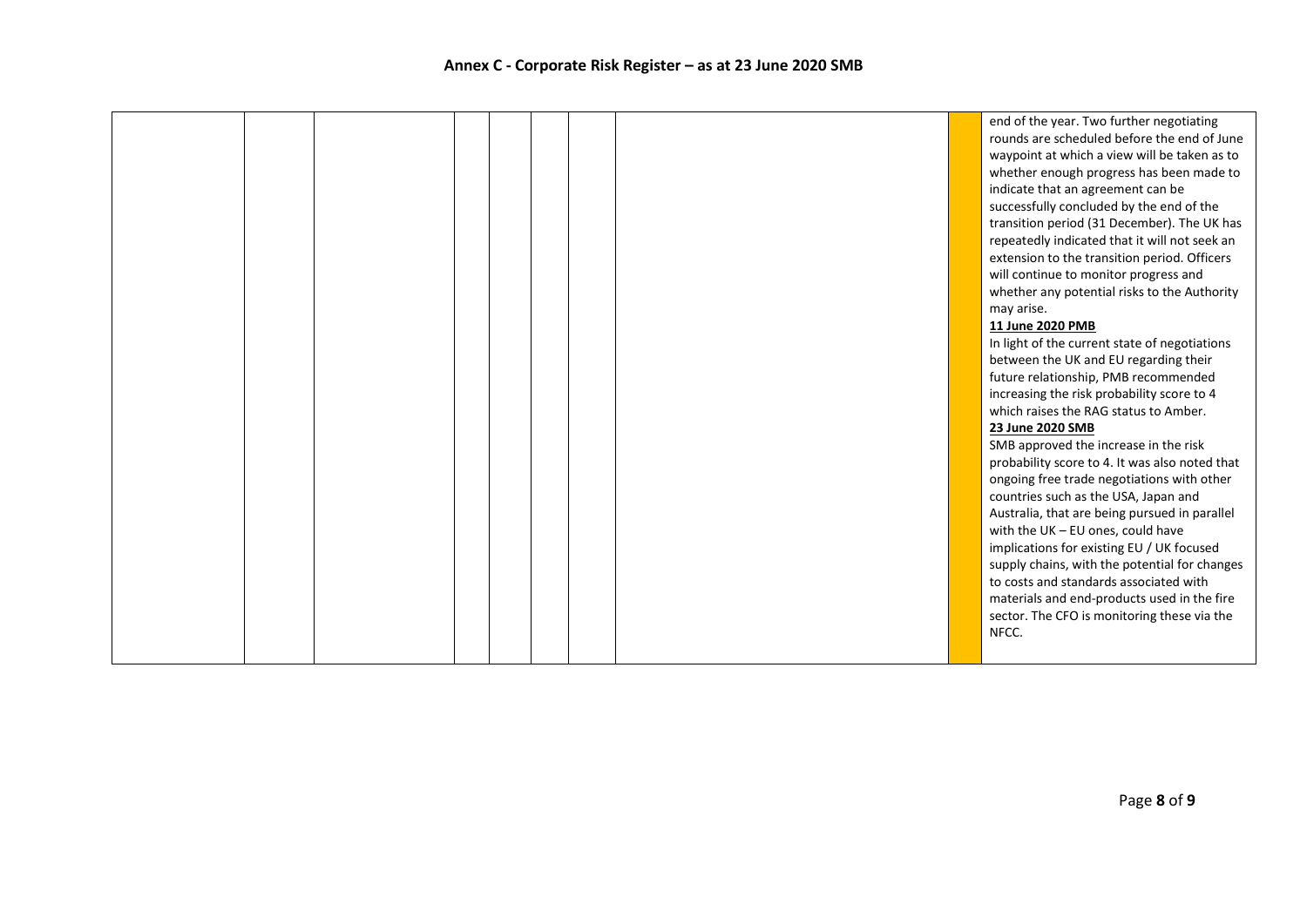# Annex C - Corporate Risk Register – as at 23 June 2020 SMB

| | | | | | | | | | |
|---|---|---|---|---|---|---|---|---|---|
| | | | | | | | | | end of the year. Two further negotiating rounds are scheduled before the end of June waypoint at which a view will be taken as to whether enough progress has been made to indicate that an agreement can be successfully concluded by the end of the transition period (31 December). The UK has repeatedly indicated that it will not seek an extension to the transition period. Officers will continue to monitor progress and whether any potential risks to the Authority may arise.<br>**11 June 2020 PMB**<br>In light of the current state of negotiations between the UK and EU regarding their future relationship, PMB recommended increasing the risk probability score to 4 which raises the RAG status to Amber.<br>**23 June 2020 SMB**<br>SMB approved the increase in the risk probability score to 4. It was also noted that ongoing free trade negotiations with other countries such as the USA, Japan and Australia, that are being pursued in parallel with the UK – EU ones, could have implications for existing EU / UK focused supply chains, with the potential for changes to costs and standards associated with materials and end-products used in the fire sector. The CFO is monitoring these via the NFCC. |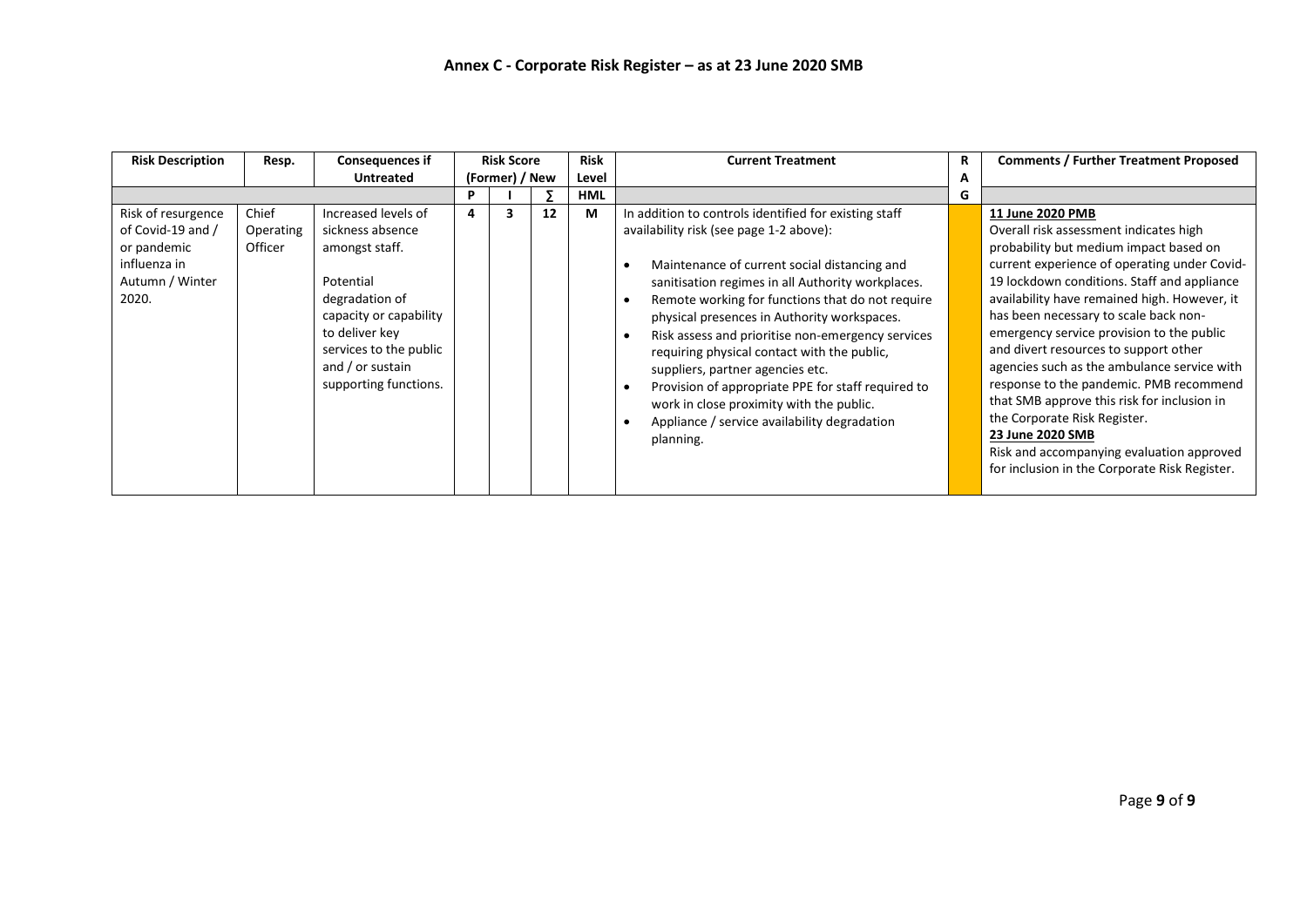## Annex C - Corporate Risk Register – as at 23 June 2020 SMB

| Risk Description | Resp. | Consequences if Untreated | Risk Score (Former) / New | | | Risk Level | Current Treatment | RAG | Comments / Further Treatment Proposed |
|---|---|---|---|---|---|---|---|---|---|
| | | | P | I | ∑ | HML | | | |
| Risk of resurgence of Covid-19 and / or pandemic influenza in Autumn / Winter 2020. | Chief Operating Officer | Increased levels of sickness absence amongst staff.<br><br>Potential degradation of capacity or capability to deliver key services to the public and / or sustain supporting functions. | 4 | 3 | 12 | M | In addition to controls identified for existing staff availability risk (see page 1-2 above):<br><br>• Maintenance of current social distancing and sanitisation regimes in all Authority workplaces.<br>• Remote working for functions that do not require physical presences in Authority workspaces.<br>• Risk assess and prioritise non-emergency services requiring physical contact with the public, suppliers, partner agencies etc.<br>• Provision of appropriate PPE for staff required to work in close proximity with the public.<br>• Appliance / service availability degradation planning. | | **11 June 2020 PMB**<br>Overall risk assessment indicates high probability but medium impact based on current experience of operating under Covid-19 lockdown conditions. Staff and appliance availability have remained high. However, it has been necessary to scale back non-emergency service provision to the public and divert resources to support other agencies such as the ambulance service with response to the pandemic. PMB recommend that SMB approve this risk for inclusion in the Corporate Risk Register.<br>**23 June 2020 SMB**<br>Risk and accompanying evaluation approved for inclusion in the Corporate Risk Register. |